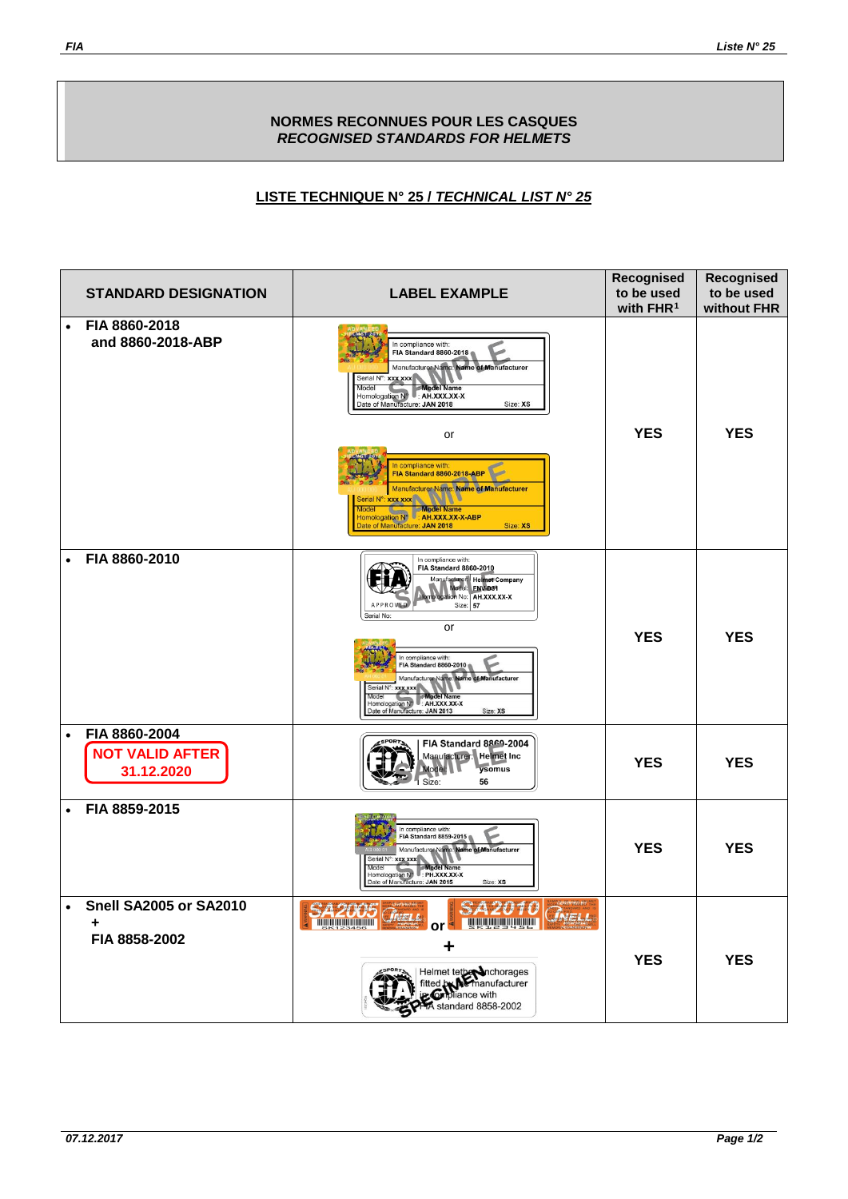**NORMES RECONNUES POUR LES CASQUES**
***RECOGNISED STANDARDS FOR HELMETS***

## LISTE TECHNIQUE N° 25 / *TECHNICAL LIST N° 25*

| STANDARD DESIGNATION | LABEL EXAMPLE | Recognised to be used with FHR[1] | Recognised to be used without FHR |
|---|---|---|---|
| • FIA 8860-2018 and 8860-2018-ABP | In compliance with: FIA Standard 8860-2018 / Manufacturer Name: Name of Manufacturer / Serial N°: xxx xxx / Model: Model Name / Homologation N°: AH.XXX.XX-X / Date of Manufacture: JAN 2018 / Size: XS — or — In compliance with: FIA Standard 8860-2018-ABP / Manufacturer Name: Name of Manufacturer / Serial N°: xxx xxx / Model: Model Name / Homologation N°: AH.XXX.XX-X-ABP / Date of Manufacture: JAN 2018 / Size: XS | YES | YES |
| • FIA 8860-2010 | In compliance with: FIA Standard 8860-2010 / Manufacturer: Helmet Company / Model: FNV-D31 / Homologation No: AH.XXX.XX-X / Size: 57 / APPROVED / Serial No: — or — In compliance with: FIA Standard 8860-2010 / Manufacturer Name: Name of Manufacturer / Serial N°: xxx xxx / Model: Model Name / Homologation N°: AH.XXX.XX-X / Date of Manufacture: JAN 2013 / Size: XS | YES | YES |
| • FIA 8860-2004 **NOT VALID AFTER 31.12.2020** | FIA Standard 8860-2004 / Manufacturer: Helmet Inc / Model: Ysomus / Size: 56 | YES | YES |
| • FIA 8859-2015 | In compliance with: FIA Standard 8859-2015 / Manufacturer Name: Name of Manufacturer / Serial N°: xxx xxx / Model: Model Name / Homologation N°: PH.XXX.XX-X / Date of Manufacture: JAN 2015 / Size: XS | YES | YES |
| • Snell SA2005 or SA2010 + FIA 8858-2002 | SA2005 or SA2010 + Helmet tether anchorages fitted by the manufacturer in compliance with FIA standard 8858-2002 | YES | YES |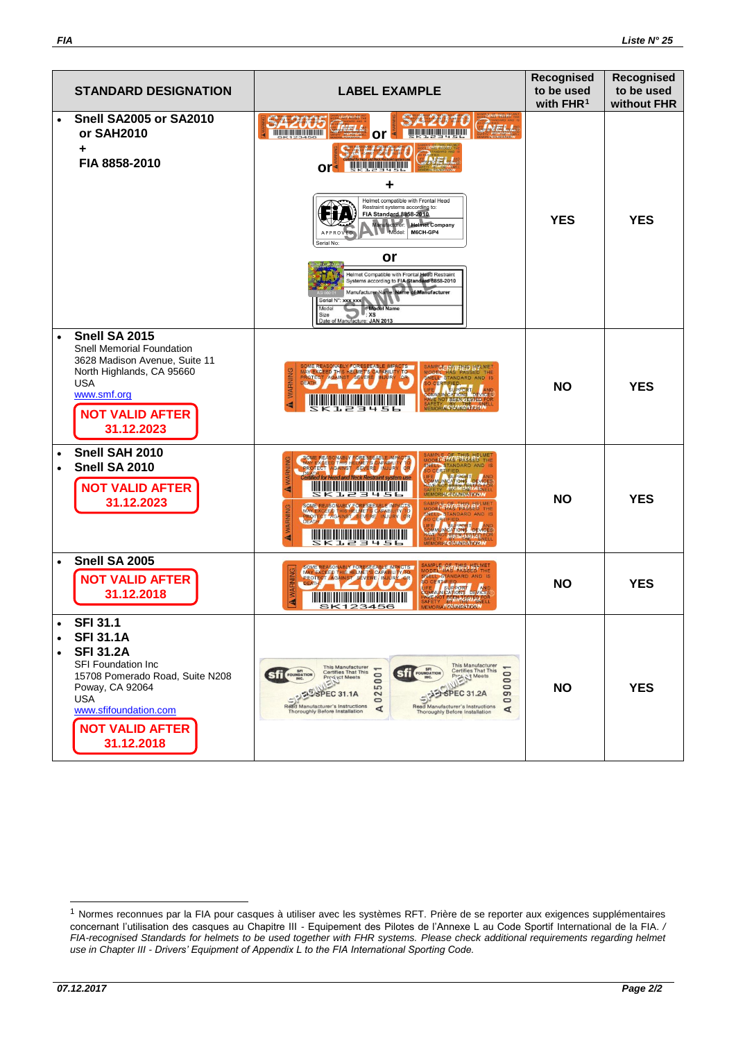| STANDARD DESIGNATION | LABEL EXAMPLE | Recognised to be used with FHR[1] | Recognised to be used without FHR |
| --- | --- | --- | --- |
| • **Snell SA2005 or SA2010 or SAH2010** **+** **FIA 8858-2010** | or / or / + / or | **YES** | **YES** |
| • **Snell SA 2015** Snell Memorial Foundation 3628 Madison Avenue, Suite 11 North Highlands, CA 95660 USA www.smf.org **NOT VALID AFTER 31.12.2023** | | **NO** | **YES** |
| • **Snell SAH 2010** • **Snell SA 2010** **NOT VALID AFTER 31.12.2023** | | **NO** | **YES** |
| • **Snell SA 2005** **NOT VALID AFTER 31.12.2018** | | **NO** | **YES** |
| • **SFI 31.1** • **SFI 31.1A** • **SFI 31.2A** SFI Foundation Inc 15708 Pomerado Road, Suite N208 Poway, CA 92064 USA www.sfifoundation.com **NOT VALID AFTER 31.12.2018** | | **NO** | **YES** |

[1] Normes reconnues par la FIA pour casques à utiliser avec les systèmes RFT. Prière de se reporter aux exigences supplémentaires concernant l'utilisation des casques au Chapitre III - Equipement des Pilotes de l'Annexe L au Code Sportif International de la FIA. / *FIA-recognised Standards for helmets to be used together with FHR systems. Please check additional requirements regarding helmet use in Chapter III - Drivers' Equipment of Appendix L to the FIA International Sporting Code.*